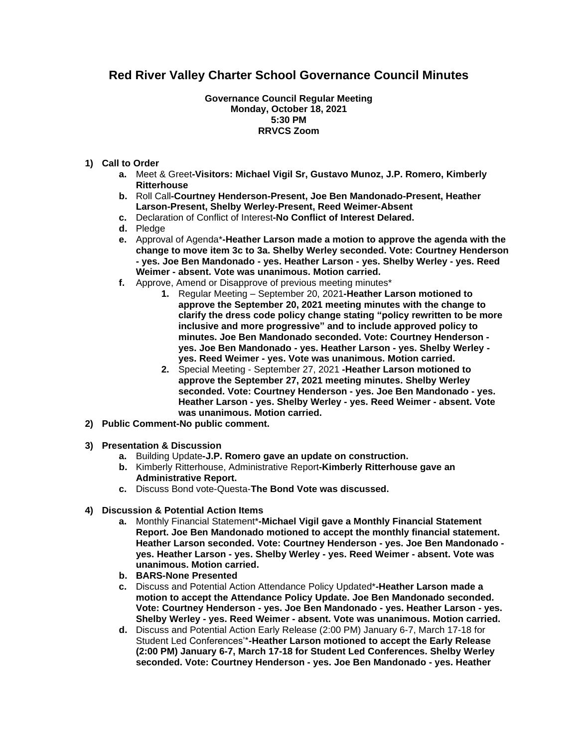# Red River Valley Charter School Governance Council Minutes

**Governance Council Regular Meeting**
**Monday, October 18, 2021**
**5:30 PM**
**RRVCS Zoom**

1) **Call to Order**
   a. Meet & Greet**-Visitors: Michael Vigil Sr, Gustavo Munoz, J.P. Romero, Kimberly Ritterhouse**
   b. Roll Call**-Courtney Henderson-Present, Joe Ben Mandonado-Present, Heather Larson-Present, Shelby Werley-Present, Reed Weimer-Absent**
   c. Declaration of Conflict of Interest**-No Conflict of Interest Delared.**
   d. Pledge
   e. Approval of Agenda\***-Heather Larson made a motion to approve the agenda with the change to move item 3c to 3a. Shelby Werley seconded. Vote: Courtney Henderson - yes. Joe Ben Mandonado - yes. Heather Larson - yes. Shelby Werley - yes. Reed Weimer - absent. Vote was unanimous. Motion carried.**
   f. Approve, Amend or Disapprove of previous meeting minutes*
      1. Regular Meeting – September 20, 2021**-Heather Larson motioned to approve the September 20, 2021 meeting minutes with the change to clarify the dress code policy change stating "policy rewritten to be more inclusive and more progressive" and to include approved policy to minutes. Joe Ben Mandonado seconded. Vote: Courtney Henderson - yes. Joe Ben Mandonado - yes. Heather Larson - yes. Shelby Werley - yes. Reed Weimer - yes. Vote was unanimous. Motion carried.**
      2. Special Meeting - September 27, 2021 **-Heather Larson motioned to approve the September 27, 2021 meeting minutes. Shelby Werley seconded. Vote: Courtney Henderson - yes. Joe Ben Mandonado - yes. Heather Larson - yes. Shelby Werley - yes. Reed Weimer - absent. Vote was unanimous. Motion carried.**

2) **Public Comment-No public comment.**

3) **Presentation & Discussion**
   a. Building Update**-J.P. Romero gave an update on construction.**
   b. Kimberly Ritterhouse, Administrative Report**-Kimberly Ritterhouse gave an Administrative Report.**
   c. Discuss Bond vote-Questa-**The Bond Vote was discussed.**

4) **Discussion & Potential Action Items**
   a. Monthly Financial Statement\***-Michael Vigil gave a Monthly Financial Statement Report. Joe Ben Mandonado motioned to accept the monthly financial statement. Heather Larson seconded. Vote: Courtney Henderson - yes. Joe Ben Mandonado - yes. Heather Larson - yes. Shelby Werley - yes. Reed Weimer - absent. Vote was unanimous. Motion carried.**
   b. **BARS-None Presented**
   c. Discuss and Potential Action Attendance Policy Updated\***-Heather Larson made a motion to accept the Attendance Policy Update. Joe Ben Mandonado seconded. Vote: Courtney Henderson - yes. Joe Ben Mandonado - yes. Heather Larson - yes. Shelby Werley - yes. Reed Weimer - absent. Vote was unanimous. Motion carried.**
   d. Discuss and Potential Action Early Release (2:00 PM) January 6-7, March 17-18 for Student Led Conferences'\***-Heather Larson motioned to accept the Early Release (2:00 PM) January 6-7, March 17-18 for Student Led Conferences. Shelby Werley seconded. Vote: Courtney Henderson - yes. Joe Ben Mandonado - yes. Heather**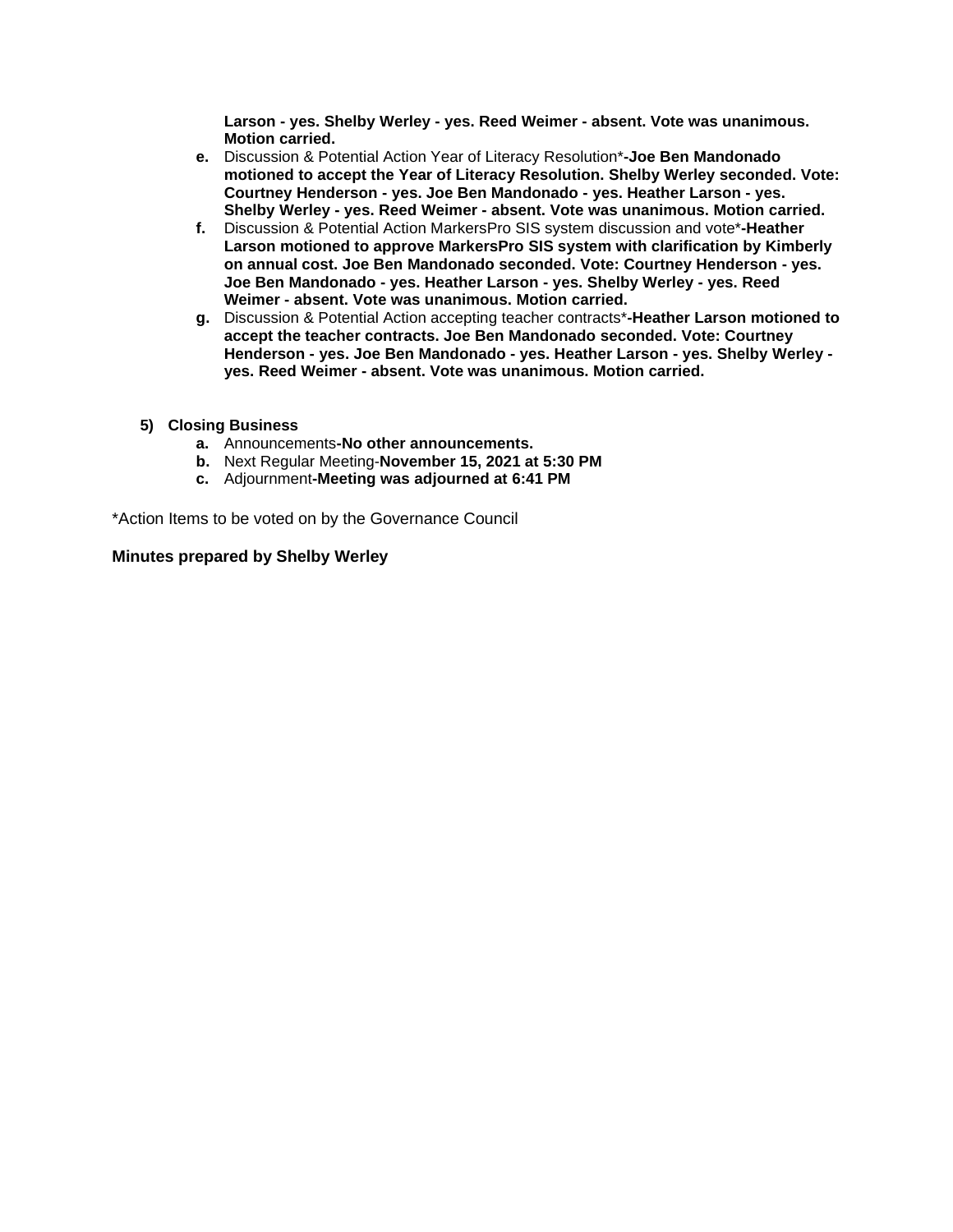**Larson - yes. Shelby Werley - yes. Reed Weimer - absent. Vote was unanimous. Motion carried.**

- **e.** Discussion & Potential Action Year of Literacy Resolution* **-Joe Ben Mandonado motioned to accept the Year of Literacy Resolution. Shelby Werley seconded. Vote: Courtney Henderson - yes. Joe Ben Mandonado - yes. Heather Larson - yes. Shelby Werley - yes. Reed Weimer - absent. Vote was unanimous. Motion carried.**
- **f.** Discussion & Potential Action MarkersPro SIS system discussion and vote* **-Heather Larson motioned to approve MarkersPro SIS system with clarification by Kimberly on annual cost. Joe Ben Mandonado seconded. Vote: Courtney Henderson - yes. Joe Ben Mandonado - yes. Heather Larson - yes. Shelby Werley - yes. Reed Weimer - absent. Vote was unanimous. Motion carried.**
- **g.** Discussion & Potential Action accepting teacher contracts* **-Heather Larson motioned to accept the teacher contracts. Joe Ben Mandonado seconded. Vote: Courtney Henderson - yes. Joe Ben Mandonado - yes. Heather Larson - yes. Shelby Werley - yes. Reed Weimer - absent. Vote was unanimous. Motion carried.**

**5) Closing Business**

- **a.** Announcements **-No other announcements.**
- **b.** Next Regular Meeting- **November 15, 2021 at 5:30 PM**
- **c.** Adjournment **-Meeting was adjourned at 6:41 PM**

*Action Items to be voted on by the Governance Council

**Minutes prepared by Shelby Werley**